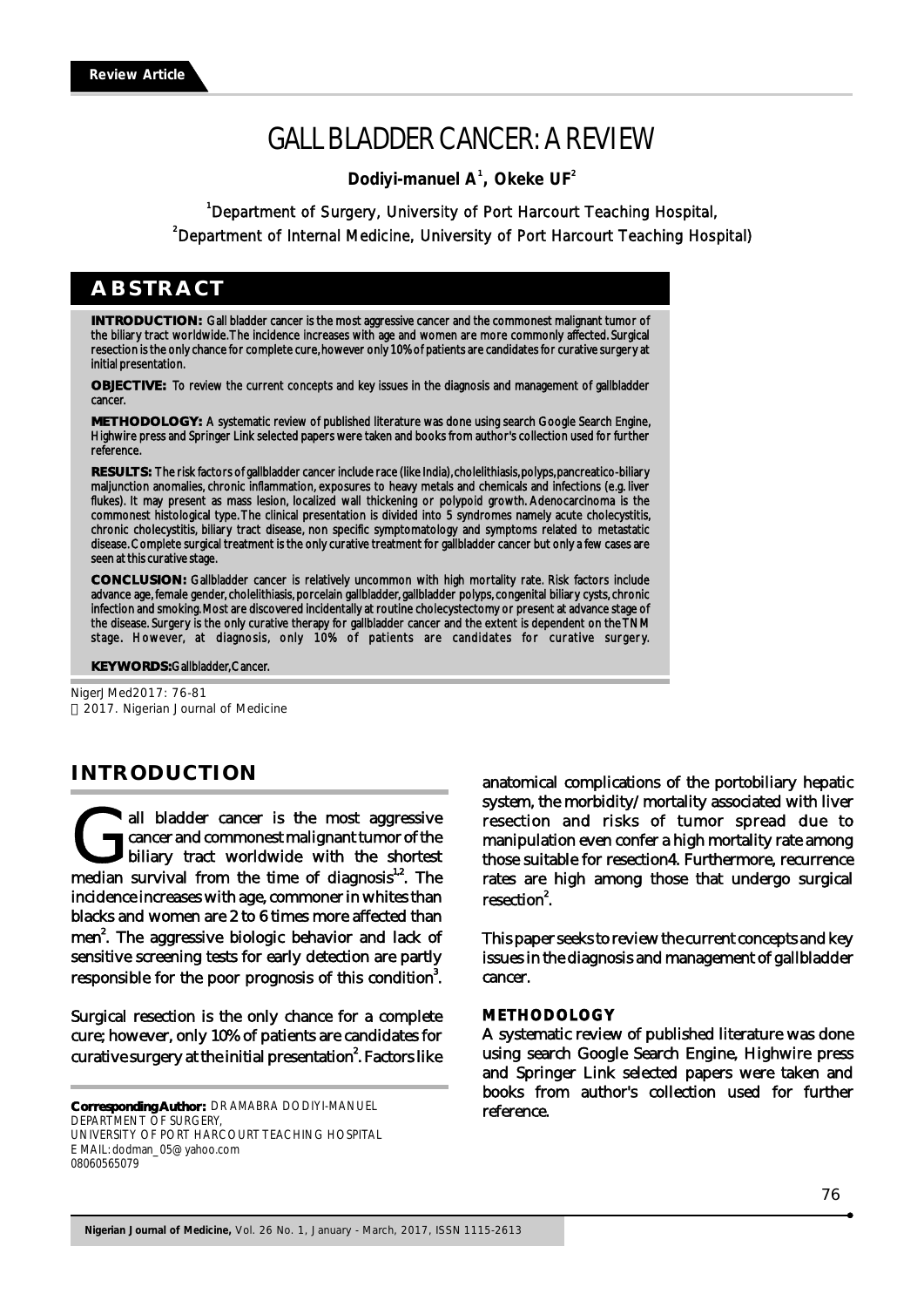Review Article

# GALL BLADDER CANCER: A REVIEW

**Dodiyi-manuel A[1], Okeke UF[2]**

[1]Department of Surgery, University of Port Harcourt Teaching Hospital,
[2]Department of Internal Medicine, University of Port Harcourt Teaching Hospital)

## ABSTRACT

**INTRODUCTION:** Gall bladder cancer is the most aggressive cancer and the commonest malignant tumor of the biliary tract worldwide. The incidence increases with age and women are more commonly affected. Surgical resection is the only chance for complete cure, however only 10% of patients are candidates for curative surgery at initial presentation.

**OBJECTIVE:** To review the current concepts and key issues in the diagnosis and management of gallbladder cancer.

**METHODOLOGY:** A systematic review of published literature was done using search Google Search Engine, Highwire press and Springer Link selected papers were taken and books from author's collection used for further reference.

**RESULTS:** The risk factors of gallbladder cancer include race (like India), cholelithiasis, polyps, pancreatico-biliary maljunction anomalies, chronic inflammation, exposures to heavy metals and chemicals and infections (e.g. liver flukes). It may present as mass lesion, localized wall thickening or polypoid growth. Adenocarcinoma is the commonest histological type. The clinical presentation is divided into 5 syndromes namely acute cholecystitis, chronic cholecystitis, biliary tract disease, non specific symptomatology and symptoms related to metastatic disease. Complete surgical treatment is the only curative treatment for gallbladder cancer but only a few cases are seen at this curative stage.

**CONCLUSION:** Gallbladder cancer is relatively uncommon with high mortality rate. Risk factors include advance age, female gender, cholelithiasis, porcelain gallbladder, gallbladder polyps, congenital biliary cysts, chronic infection and smoking. Most are discovered incidentally at routine cholecystectomy or present at advance stage of the disease. Surgery is the only curative therapy for gallbladder cancer and the extent is dependent on the TNM stage. However, at diagnosis, only 10% of patients are candidates for curative surgery.

**KEYWORDS:** Gallbladder, Cancer.

NigerJMed2017: 76-81
© 2017. Nigerian Journal of Medicine

## INTRODUCTION

Gall bladder cancer is the most aggressive cancer and commonest malignant tumor of the biliary tract worldwide with the shortest median survival from the time of diagnosis[1,2]. The incidence increases with age, commoner in whites than blacks and women are 2 to 6 times more affected than men[2]. The aggressive biologic behavior and lack of sensitive screening tests for early detection are partly responsible for the poor prognosis of this condition[3].

Surgical resection is the only chance for a complete cure; however, only 10% of patients are candidates for curative surgery at the initial presentation[2]. Factors like anatomical complications of the portobiliary hepatic system, the morbidity/mortality associated with liver resection and risks of tumor spread due to manipulation even confer a high mortality rate among those suitable for resection4. Furthermore, recurrence rates are high among those that undergo surgical resection[2].

This paper seeks to review the current concepts and key issues in the diagnosis and management of gallbladder cancer.

### METHODOLOGY

A systematic review of published literature was done using search Google Search Engine, Highwire press and Springer Link selected papers were taken and books from author's collection used for further reference.

**Corresponding Author:** DR AMABRA DODIYI-MANUEL
DEPARTMENT OF SURGERY,
UNIVERSITY OF PORT HARCOURT TEACHING HOSPITAL
EMAIL: dodman_05@yahoo.com
08060565079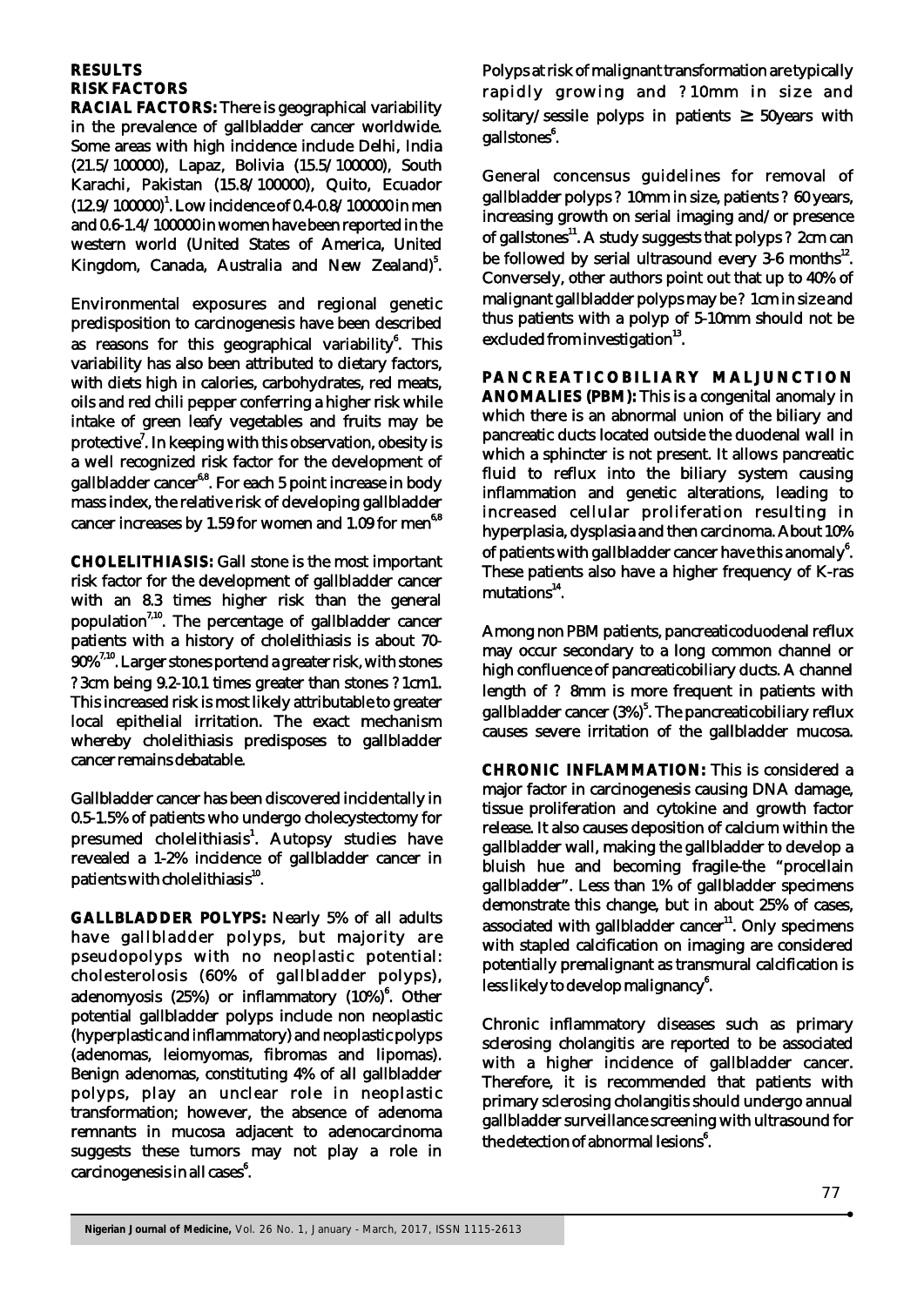## RESULTS

### RISK FACTORS

**RACIAL FACTORS:** There is geographical variability in the prevalence of gallbladder cancer worldwide. Some areas with high incidence include Delhi, India (21.5/100000), Lapaz, Bolivia (15.5/100000), South Karachi, Pakistan (15.8/100000), Quito, Ecuador (12.9/100000)[1]. Low incidence of 0.4-0.8/100000 in men and 0.6-1.4/100000 in women have been reported in the western world (United States of America, United Kingdom, Canada, Australia and New Zealand)[5].

Environmental exposures and regional genetic predisposition to carcinogenesis have been described as reasons for this geographical variability[6]. This variability has also been attributed to dietary factors, with diets high in calories, carbohydrates, red meats, oils and red chili pepper conferring a higher risk while intake of green leafy vegetables and fruits may be protective[7]. In keeping with this observation, obesity is a well recognized risk factor for the development of gallbladder cancer[6,8]. For each 5 point increase in body mass index, the relative risk of developing gallbladder cancer increases by 1.59 for women and 1.09 for men[6,8]

**CHOLELITHIASIS:** Gall stone is the most important risk factor for the development of gallbladder cancer with an 8.3 times higher risk than the general population[7,10]. The percentage of gallbladder cancer patients with a history of cholelithiasis is about 70-90%[7,10]. Larger stones portend a greater risk, with stones ? 3cm being 9.2-10.1 times greater than stones ? 1cm1. This increased risk is most likely attributable to greater local epithelial irritation. The exact mechanism whereby cholelithiasis predisposes to gallbladder cancer remains debatable.

Gallbladder cancer has been discovered incidentally in 0.5-1.5% of patients who undergo cholecystectomy for presumed cholelithiasis[1]. Autopsy studies have revealed a 1-2% incidence of gallbladder cancer in patients with cholelithiasis[10].

**GALLBLADDER POLYPS:** Nearly 5% of all adults have gallbladder polyps, but majority are pseudopolyps with no neoplastic potential: cholesterolosis (60% of gallbladder polyps), adenomyosis (25%) or inflammatory (10%)[6]. Other potential gallbladder polyps include non neoplastic (hyperplastic and inflammatory) and neoplastic polyps (adenomas, leiomyomas, fibromas and lipomas). Benign adenomas, constituting 4% of all gallbladder polyps, play an unclear role in neoplastic transformation; however, the absence of adenoma remnants in mucosa adjacent to adenocarcinoma suggests these tumors may not play a role in carcinogenesis in all cases[6].

Polyps at risk of malignant transformation are typically rapidly growing and ? 10mm in size and solitary/sessile polyps in patients ≥ 50years with gallstones[6].

General concensus guidelines for removal of gallbladder polyps ? 10mm in size, patients ? 60 years, increasing growth on serial imaging and/or presence of gallstones[11]. A study suggests that polyps ? 2cm can be followed by serial ultrasound every 3-6 months[12]. Conversely, other authors point out that up to 40% of malignant gallbladder polyps may be ? 1cm in size and thus patients with a polyp of 5-10mm should not be excluded from investigation[13].

**PANCREATICOBILIARY MALJUNCTION ANOMALIES (PBM):** This is a congenital anomaly in which there is an abnormal union of the biliary and pancreatic ducts located outside the duodenal wall in which a sphincter is not present. It allows pancreatic fluid to reflux into the biliary system causing inflammation and genetic alterations, leading to increased cellular proliferation resulting in hyperplasia, dysplasia and then carcinoma. About 10% of patients with gallbladder cancer have this anomaly[6]. These patients also have a higher frequency of K-ras mutations[14].

Among non PBM patients, pancreaticoduodenal reflux may occur secondary to a long common channel or high confluence of pancreaticobiliary ducts. A channel length of ? 8mm is more frequent in patients with gallbladder cancer (3%)[5]. The pancreaticobiliary reflux causes severe irritation of the gallbladder mucosa.

**CHRONIC INFLAMMATION:** This is considered a major factor in carcinogenesis causing DNA damage, tissue proliferation and cytokine and growth factor release. It also causes deposition of calcium within the gallbladder wall, making the gallbladder to develop a bluish hue and becoming fragile-the "procellain gallbladder". Less than 1% of gallbladder specimens demonstrate this change, but in about 25% of cases, associated with gallbladder cancer[11]. Only specimens with stapled calcification on imaging are considered potentially premalignant as transmural calcification is less likely to develop malignancy[6].

Chronic inflammatory diseases such as primary sclerosing cholangitis are reported to be associated with a higher incidence of gallbladder cancer. Therefore, it is recommended that patients with primary sclerosing cholangitis should undergo annual gallbladder surveillance screening with ultrasound for the detection of abnormal lesions[6].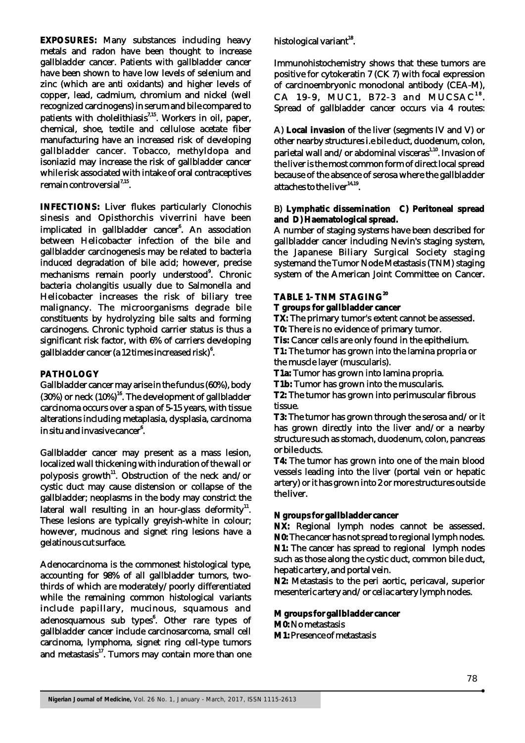**EXPOSURES:** Many substances including heavy metals and radon have been thought to increase gallbladder cancer. Patients with gallbladder cancer have been shown to have low levels of selenium and zinc (which are anti oxidants) and higher levels of copper, lead, cadmium, chromium and nickel (well recognized carcinogens) in serum and bile compared to patients with cholelithiasis[7,15]. Workers in oil, paper, chemical, shoe, textile and cellulose acetate fiber manufacturing have an increased risk of developing gallbladder cancer. Tobacco, methyldopa and isoniazid may increase the risk of gallbladder cancer while risk associated with intake of oral contraceptives remain controversial[7,15].

**INFECTIONS:** Liver flukes particularly Clonochis sinesis and Opisthorchis viverrini have been implicated in gallbladder cancer[6]. An association between Helicobacter infection of the bile and gallbladder carcinogenesis may be related to bacteria induced degradation of bile acid; however, precise mechanisms remain poorly understood[9]. Chronic bacteria cholangitis usually due to Salmonella and Helicobacter increases the risk of biliary tree malignancy. The microorganisms degrade bile constituents by hydrolyzing bile salts and forming carcinogens. Chronic typhoid carrier status is thus a significant risk factor, with 6% of carriers developing gallbladder cancer (a 12 times increased risk)[6].

**PATHOLOGY**

Gallbladder cancer may arise in the fundus (60%), body (30%) or neck (10%)[16]. The development of gallbladder carcinoma occurs over a span of 5-15 years, with tissue alterations including metaplasia, dysplasia, carcinoma in situ and invasive cancer[6].

Gallbladder cancer may present as a mass lesion, localized wall thickening with induration of the wall or polyposis growth[11]. Obstruction of the neck and/or cystic duct may cause distension or collapse of the gallbladder; neoplasms in the body may constrict the lateral wall resulting in an hour-glass deformity[11]. These lesions are typically greyish-white in colour; however, mucinous and signet ring lesions have a gelatinous cut surface.

Adenocarcinoma is the commonest histological type, accounting for 98% of all gallbladder tumors, two-thirds of which are moderately/poorly differentiated while the remaining common histological variants include papillary, mucinous, squamous and adenosquamous sub types[6]. Other rare types of gallbladder cancer include carcinosarcoma, small cell carcinoma, lymphoma, signet ring cell-type tumors and metastasis[17]. Tumors may contain more than one histological variant[18].

Immunohistochemistry shows that these tumors are positive for cytokeratin 7 (CK 7) with focal expression of carcinoembryonic monoclonal antibody (CEA-M), CA 19-9, MUC1, B72-3 and MUCSAC[18]. Spread of gallbladder cancer occurs via 4 routes:

A) **Local invasion** of the liver (segments IV and V) or other nearby structures i.e bile duct, duodenum, colon, parietal wall and/or abdominal visceras[1,10]. Invasion of the liver is the most common form of direct local spread because of the absence of serosa where the gallbladder attaches to the liver[14,19].

B) **Lymphatic dissemination C) Peritoneal spread and D) Haematological spread.**

A number of staging systems have been described for gallbladder cancer including Nevin's staging system, the Japanese Biliary Surgical Society staging systemand the Tumor Node Metastasis (TNM) staging system of the American Joint Committee on Cancer.

**TABLE 1- TNM STAGING[20]**

**T groups for gallbladder cancer**

**TX:** The primary tumor's extent cannot be assessed.
**T0:** There is no evidence of primary tumor.
**Tis:** Cancer cells are only found in the epithelium.
**T1:** The tumor has grown into the lamina propria or the muscle layer (muscularis).
**T1a:** Tumor has grown into lamina propria.
**T1b:** Tumor has grown into the muscularis.
**T2:** The tumor has grown into perimuscular fibrous tissue.
**T3:** The tumor has grown through the serosa and/or it has grown directly into the liver and/or a nearby structure such as stomach, duodenum, colon, pancreas or bile ducts.
**T4:** The tumor has grown into one of the main blood vessels leading into the liver (portal vein or hepatic artery) or it has grown into 2 or more structures outside the liver.

**N groups for gallbladder cancer**

**NX:** Regional lymph nodes cannot be assessed.
**N0:** The cancer has not spread to regional lymph nodes.
**N1:** The cancer has spread to regional lymph nodes such as those along the cystic duct, common bile duct, hepatic artery, and portal vein.
**N2:** Metastasis to the peri aortic, pericaval, superior mesenteric artery and/or celiac artery lymph nodes.

**M groups for gallbladder cancer**

**M0:** No metastasis
**M1:** Presence of metastasis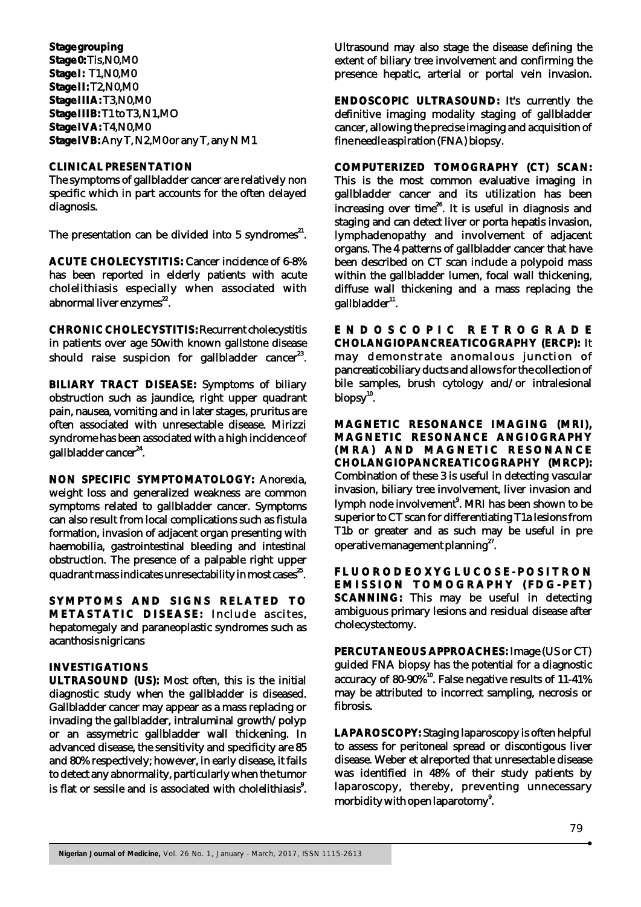**Stage grouping**
**Stage 0:** Tis,N0,M0
**Stage I:** T1,N0,M0
**Stage II:** T2,N0,M0
**Stage IIIA:** T3,N0,M0
**Stage IIIB:** T1 to T3, N1,MO
**Stage IVA:** T4,N0,M0
**Stage IVB:** Any T, N2,M0 or any T, any N M1

**CLINICAL PRESENTATION**

The symptoms of gallbladder cancer are relatively non specific which in part accounts for the often delayed diagnosis.

The presentation can be divided into 5 syndromes[21].

**ACUTE CHOLECYSTITIS:** Cancer incidence of 6-8% has been reported in elderly patients with acute cholelithiasis especially when associated with abnormal liver enzymes[22].

**CHRONIC CHOLECYSTITIS:** Recurrent cholecystitis in patients over age 50with known gallstone disease should raise suspicion for gallbladder cancer[23].

**BILIARY TRACT DISEASE:** Symptoms of biliary obstruction such as jaundice, right upper quadrant pain, nausea, vomiting and in later stages, pruritus are often associated with unresectable disease. Mirizzi syndrome has been associated with a high incidence of gallbladder cancer[24].

**NON SPECIFIC SYMPTOMATOLOGY:** Anorexia, weight loss and generalized weakness are common symptoms related to gallbladder cancer. Symptoms can also result from local complications such as fistula formation, invasion of adjacent organ presenting with haemobilia, gastrointestinal bleeding and intestinal obstruction. The presence of a palpable right upper quadrant mass indicates unresectability in most cases[25].

**SYMPTOMS AND SIGNS RELATED TO METASTATIC DISEASE:** Include ascites, hepatomegaly and paraneoplastic syndromes such as acanthosis nigricans

**INVESTIGATIONS**

**ULTRASOUND (US):** Most often, this is the initial diagnostic study when the gallbladder is diseased. Gallbladder cancer may appear as a mass replacing or invading the gallbladder, intraluminal growth/polyp or an assymetric gallbladder wall thickening. In advanced disease, the sensitivity and specificity are 85 and 80% respectively; however, in early disease, it fails to detect any abnormality, particularly when the tumor is flat or sessile and is associated with cholelithiasis[9].

Ultrasound may also stage the disease defining the extent of biliary tree involvement and confirming the presence hepatic, arterial or portal vein invasion.

**ENDOSCOPIC ULTRASOUND:** It's currently the definitive imaging modality staging of gallbladder cancer, allowing the precise imaging and acquisition of fine needle aspiration (FNA) biopsy.

**COMPUTERIZED TOMOGRAPHY (CT) SCAN:** This is the most common evaluative imaging in gallbladder cancer and its utilization has been increasing over time[26]. It is useful in diagnosis and staging and can detect liver or porta hepatis invasion, lymphadenopathy and involvement of adjacent organs. The 4 patterns of gallbladder cancer that have been described on CT scan include a polypoid mass within the gallbladder lumen, focal wall thickening, diffuse wall thickening and a mass replacing the gallbladder[11].

**ENDOSCOPIC RETROGRADE CHOLANGIOPANCREATICOGRAPHY (ERCP):** It may demonstrate anomalous junction of pancreaticobiliary ducts and allows for the collection of bile samples, brush cytology and/or intralesional biopsy[10].

**MAGNETIC RESONANCE IMAGING (MRI), MAGNETIC RESONANCE ANGIOGRAPHY (MRA) AND MAGNETIC RESONANCE CHOLANGIOPANCREATICOGRAPHY (MRCP):** Combination of these 3 is useful in detecting vascular invasion, biliary tree involvement, liver invasion and lymph node involvement[9]. MRI has been shown to be superior to CT scan for differentiating T1a lesions from T1b or greater and as such may be useful in pre operative management planning[27].

**FLUORODEOXYGLUCOSE-POSITRON EMISSION TOMOGRAPHY (FDG-PET) SCANNING:** This may be useful in detecting ambiguous primary lesions and residual disease after cholecystectomy.

**PERCUTANEOUS APPROACHES:** Image (US or CT) guided FNA biopsy has the potential for a diagnostic accuracy of 80-90%[10]. False negative results of 11-41% may be attributed to incorrect sampling, necrosis or fibrosis.

**LAPAROSCOPY:** Staging laparoscopy is often helpful to assess for peritoneal spread or discontigous liver disease. Weber et alreported that unresectable disease was identified in 48% of their study patients by laparoscopy, thereby, preventing unnecessary morbidity with open laparotomy[9].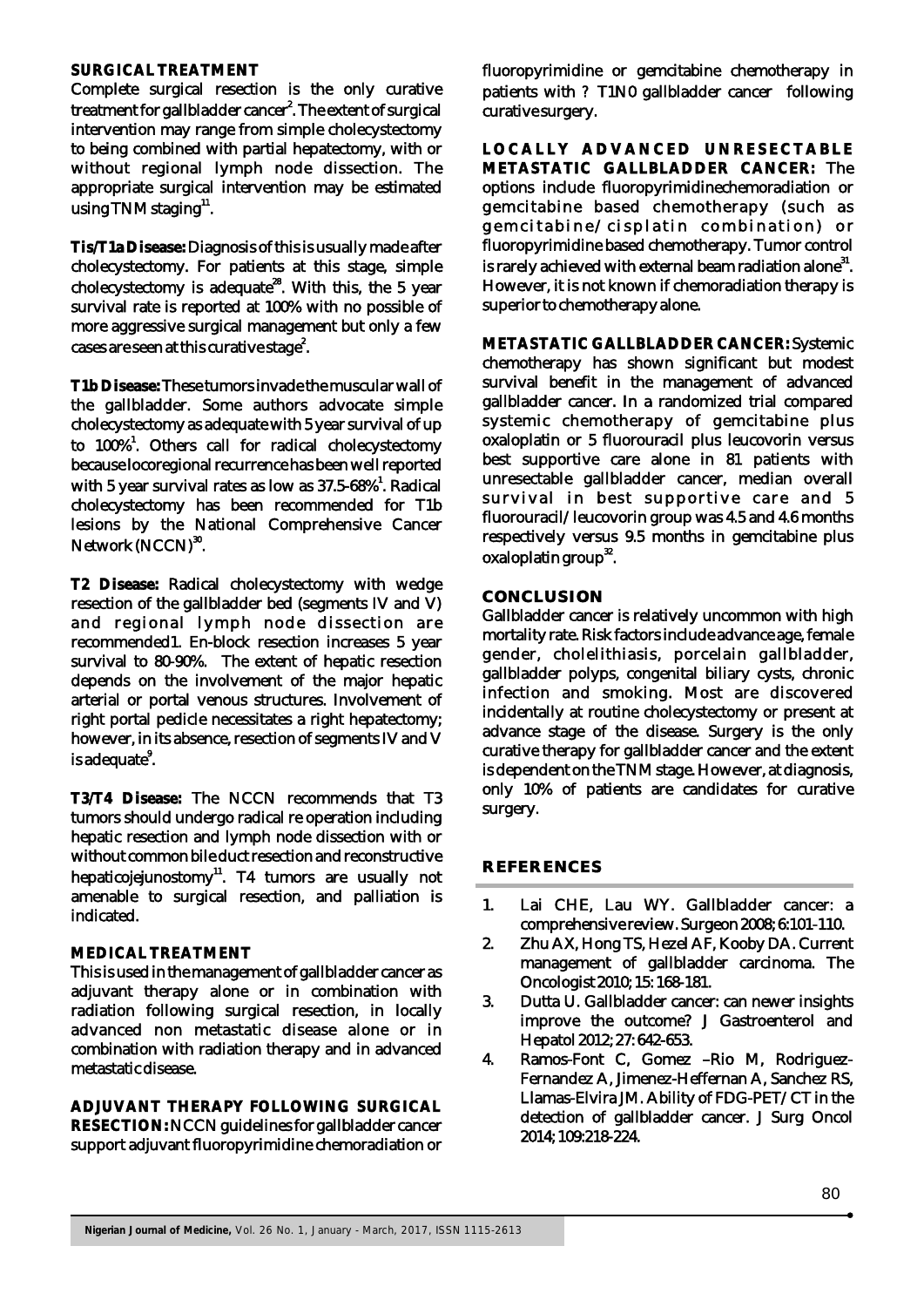## SURGICAL TREATMENT

Complete surgical resection is the only curative treatment for gallbladder cancer[2]. The extent of surgical intervention may range from simple cholecystectomy to being combined with partial hepatectomy, with or without regional lymph node dissection. The appropriate surgical intervention may be estimated using TNM staging[11].

**Tis/T1a Disease:** Diagnosis of this is usually made after cholecystectomy. For patients at this stage, simple cholecystectomy is adequate[28]. With this, the 5 year survival rate is reported at 100% with no possible of more aggressive surgical management but only a few cases are seen at this curative stage[2].

**T1b Disease:** These tumors invade the muscular wall of the gallbladder. Some authors advocate simple cholecystectomy as adequate with 5 year survival of up to 100%[1]. Others call for radical cholecystectomy because locoregional recurrence has been well reported with 5 year survival rates as low as 37.5-68%[1]. Radical cholecystectomy has been recommended for T1b lesions by the National Comprehensive Cancer Network (NCCN)[30].

**T2 Disease:** Radical cholecystectomy with wedge resection of the gallbladder bed (segments IV and V) and regional lymph node dissection are recommended1. En-block resection increases 5 year survival to 80-90%. The extent of hepatic resection depends on the involvement of the major hepatic arterial or portal venous structures. Involvement of right portal pedicle necessitates a right hepatectomy; however, in its absence, resection of segments IV and V is adequate[9].

**T3/T4 Disease:** The NCCN recommends that T3 tumors should undergo radical re operation including hepatic resection and lymph node dissection with or without common bile duct resection and reconstructive hepaticojejunostomy[11]. T4 tumors are usually not amenable to surgical resection, and palliation is indicated.

## MEDICAL TREATMENT

This is used in the management of gallbladder cancer as adjuvant therapy alone or in combination with radiation following surgical resection, in locally advanced non metastatic disease alone or in combination with radiation therapy and in advanced metastatic disease.

**ADJUVANT THERAPY FOLLOWING SURGICAL RESECTION:** NCCN guidelines for gallbladder cancer support adjuvant fluoropyrimidine chemoradiation or fluoropyrimidine or gemcitabine chemotherapy in patients with ? T1N0 gallbladder cancer following curative surgery.

**LOCALLY ADVANCED UNRESECTABLE METASTATIC GALLBLADDER CANCER:** The options include fluoropyrimidinechemoradiation or gemcitabine based chemotherapy (such as gemcitabine/cisplatin combination) or fluoropyrimidine based chemotherapy. Tumor control is rarely achieved with external beam radiation alone[31]. However, it is not known if chemoradiation therapy is superior to chemotherapy alone.

**METASTATIC GALLBLADDER CANCER:** Systemic chemotherapy has shown significant but modest survival benefit in the management of advanced gallbladder cancer. In a randomized trial compared systemic chemotherapy of gemcitabine plus oxaloplatin or 5 fluorouracil plus leucovorin versus best supportive care alone in 81 patients with unresectable gallbladder cancer, median overall survival in best supportive care and 5 fluorouracil/leucovorin group was 4.5 and 4.6 months respectively versus 9.5 months in gemcitabine plus oxaloplatin group[32].

## CONCLUSION

Gallbladder cancer is relatively uncommon with high mortality rate. Risk factors include advance age, female gender, cholelithiasis, porcelain gallbladder, gallbladder polyps, congenital biliary cysts, chronic infection and smoking. Most are discovered incidentally at routine cholecystectomy or present at advance stage of the disease. Surgery is the only curative therapy for gallbladder cancer and the extent is dependent on the TNM stage. However, at diagnosis, only 10% of patients are candidates for curative surgery.

## REFERENCES

1. Lai CHE, Lau WY. Gallbladder cancer: a comprehensive review. Surgeon 2008; 6:101-110.
2. Zhu AX, Hong TS, Hezel AF, Kooby DA. Current management of gallbladder carcinoma. The Oncologist 2010; 15: 168-181.
3. Dutta U. Gallbladder cancer: can newer insights improve the outcome? J Gastroenterol and Hepatol 2012; 27: 642-653.
4. Ramos-Font C, Gomez –Rio M, Rodriguez-Fernandez A, Jimenez-Heffernan A, Sanchez RS, Llamas-Elvira JM. Ability of FDG-PET/CT in the detection of gallbladder cancer. J Surg Oncol 2014; 109:218-224.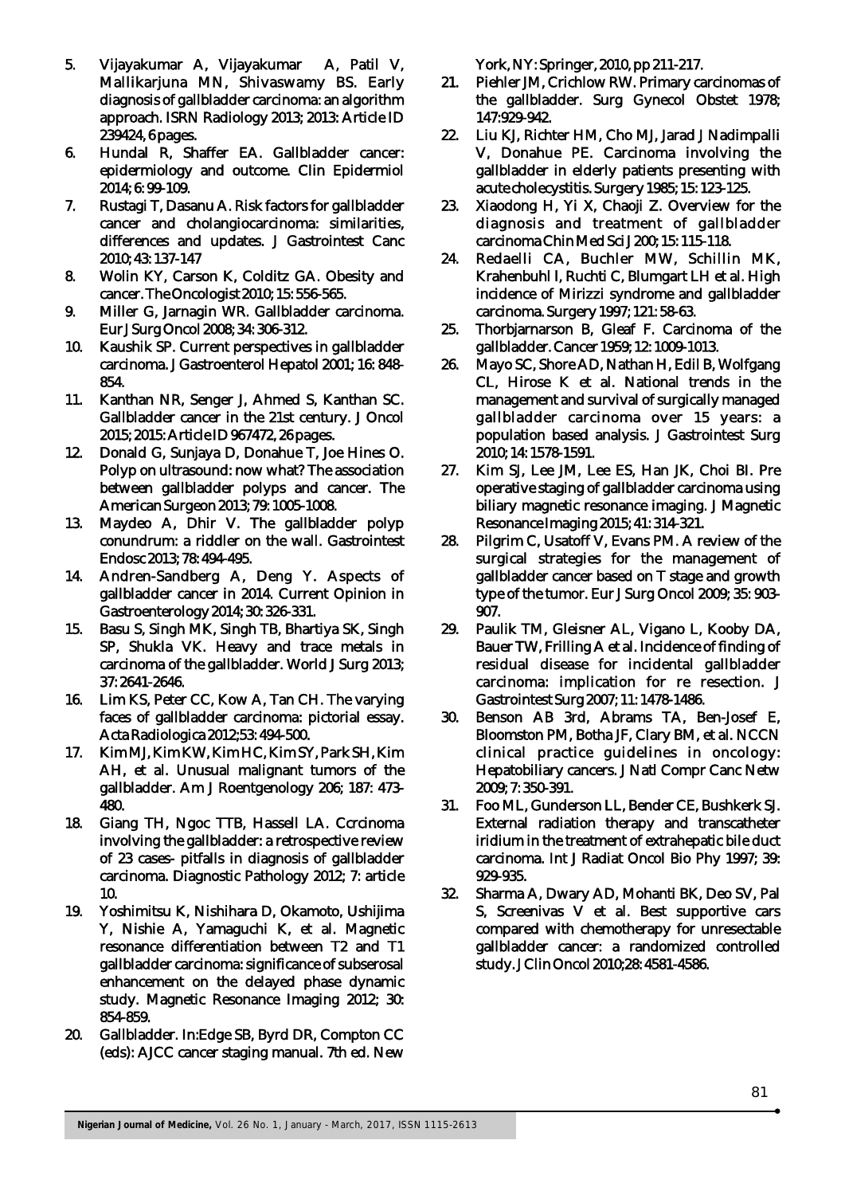5. Vijayakumar A, Vijayakumar A, Patil V, Mallikarjuna MN, Shivaswamy BS. Early diagnosis of gallbladder carcinoma: an algorithm approach. ISRN Radiology 2013; 2013: Article ID 239424, 6 pages.
6. Hundal R, Shaffer EA. Gallbladder cancer: epidermiology and outcome. Clin Epidermiol 2014; 6: 99-109.
7. Rustagi T, Dasanu A. Risk factors for gallbladder cancer and cholangiocarcinoma: similarities, differences and updates. J Gastrointest Canc 2010; 43: 137-147
8. Wolin KY, Carson K, Colditz GA. Obesity and cancer. The Oncologist 2010; 15: 556-565.
9. Miller G, Jarnagin WR. Gallbladder carcinoma. Eur J Surg Oncol 2008; 34: 306-312.
10. Kaushik SP. Current perspectives in gallbladder carcinoma. J Gastroenterol Hepatol 2001; 16: 848-854.
11. Kanthan NR, Senger J, Ahmed S, Kanthan SC. Gallbladder cancer in the 21st century. J Oncol 2015; 2015: Article ID 967472, 26 pages.
12. Donald G, Sunjaya D, Donahue T, Joe Hines O. Polyp on ultrasound: now what? The association between gallbladder polyps and cancer. The American Surgeon 2013; 79: 1005-1008.
13. Maydeo A, Dhir V. The gallbladder polyp conundrum: a riddler on the wall. Gastrointest Endosc 2013; 78: 494-495.
14. Andren-Sandberg A, Deng Y. Aspects of gallbladder cancer in 2014. Current Opinion in Gastroenterology 2014; 30: 326-331.
15. Basu S, Singh MK, Singh TB, Bhartiya SK, Singh SP, Shukla VK. Heavy and trace metals in carcinoma of the gallbladder. World J Surg 2013; 37: 2641-2646.
16. Lim KS, Peter CC, Kow A, Tan CH. The varying faces of gallbladder carcinoma: pictorial essay. Acta Radiologica 2012;53: 494-500.
17. Kim MJ, Kim KW, Kim HC, Kim SY, Park SH, Kim AH, et al. Unusual malignant tumors of the gallbladder. Am J Roentgenology 206; 187: 473-480.
18. Giang TH, Ngoc TTB, Hassell LA. Ccrcinoma involving the gallbladder: a retrospective review of 23 cases- pitfalls in diagnosis of gallbladder carcinoma. Diagnostic Pathology 2012; 7: article 10.
19. Yoshimitsu K, Nishihara D, Okamoto, Ushijima Y, Nishie A, Yamaguchi K, et al. Magnetic resonance differentiation between T2 and T1 gallbladder carcinoma: significance of subserosal enhancement on the delayed phase dynamic study. Magnetic Resonance Imaging 2012; 30: 854-859.
20. Gallbladder. In:Edge SB, Byrd DR, Compton CC (eds): AJCC cancer staging manual. 7th ed. New York, NY: Springer, 2010, pp 211-217.
21. Piehler JM, Crichlow RW. Primary carcinomas of the gallbladder. Surg Gynecol Obstet 1978; 147:929-942.
22. Liu KJ, Richter HM, Cho MJ, Jarad J Nadimpalli V, Donahue PE. Carcinoma involving the gallbladder in elderly patients presenting with acute cholecystitis. Surgery 1985; 15: 123-125.
23. Xiaodong H, Yi X, Chaoji Z. Overview for the diagnosis and treatment of gallbladder carcinoma Chin Med Sci J 200; 15: 115-118.
24. Redaelli CA, Buchler MW, Schillin MK, Krahenbuhl I, Ruchti C, Blumgart LH et al. High incidence of Mirizzi syndrome and gallbladder carcinoma. Surgery 1997; 121: 58-63.
25. Thorbjarnarson B, Gleaf F. Carcinoma of the gallbladder. Cancer 1959; 12: 1009-1013.
26. Mayo SC, Shore AD, Nathan H, Edil B, Wolfgang CL, Hirose K et al. National trends in the management and survival of surgically managed gallbladder carcinoma over 15 years: a population based analysis. J Gastrointest Surg 2010; 14: 1578-1591.
27. Kim SJ, Lee JM, Lee ES, Han JK, Choi BI. Pre operative staging of gallbladder carcinoma using biliary magnetic resonance imaging. J Magnetic Resonance Imaging 2015; 41: 314-321.
28. Pilgrim C, Usatoff V, Evans PM. A review of the surgical strategies for the management of gallbladder cancer based on T stage and growth type of the tumor. Eur J Surg Oncol 2009; 35: 903-907.
29. Paulik TM, Gleisner AL, Vigano L, Kooby DA, Bauer TW, Frilling A et al. Incidence of finding of residual disease for incidental gallbladder carcinoma: implication for re resection. J Gastrointest Surg 2007; 11: 1478-1486.
30. Benson AB 3rd, Abrams TA, Ben-Josef E, Bloomston PM, Botha JF, Clary BM, et al. NCCN clinical practice guidelines in oncology: Hepatobiliary cancers. J Natl Compr Canc Netw 2009; 7: 350-391.
31. Foo ML, Gunderson LL, Bender CE, Bushkerk SJ. External radiation therapy and transcatheter iridium in the treatment of extrahepatic bile duct carcinoma. Int J Radiat Oncol Bio Phy 1997; 39: 929-935.
32. Sharma A, Dwary AD, Mohanti BK, Deo SV, Pal S, Screenivas V et al. Best supportive cars compared with chemotherapy for unresectable gallbladder cancer: a randomized controlled study. J Clin Oncol 2010;28: 4581-4586.